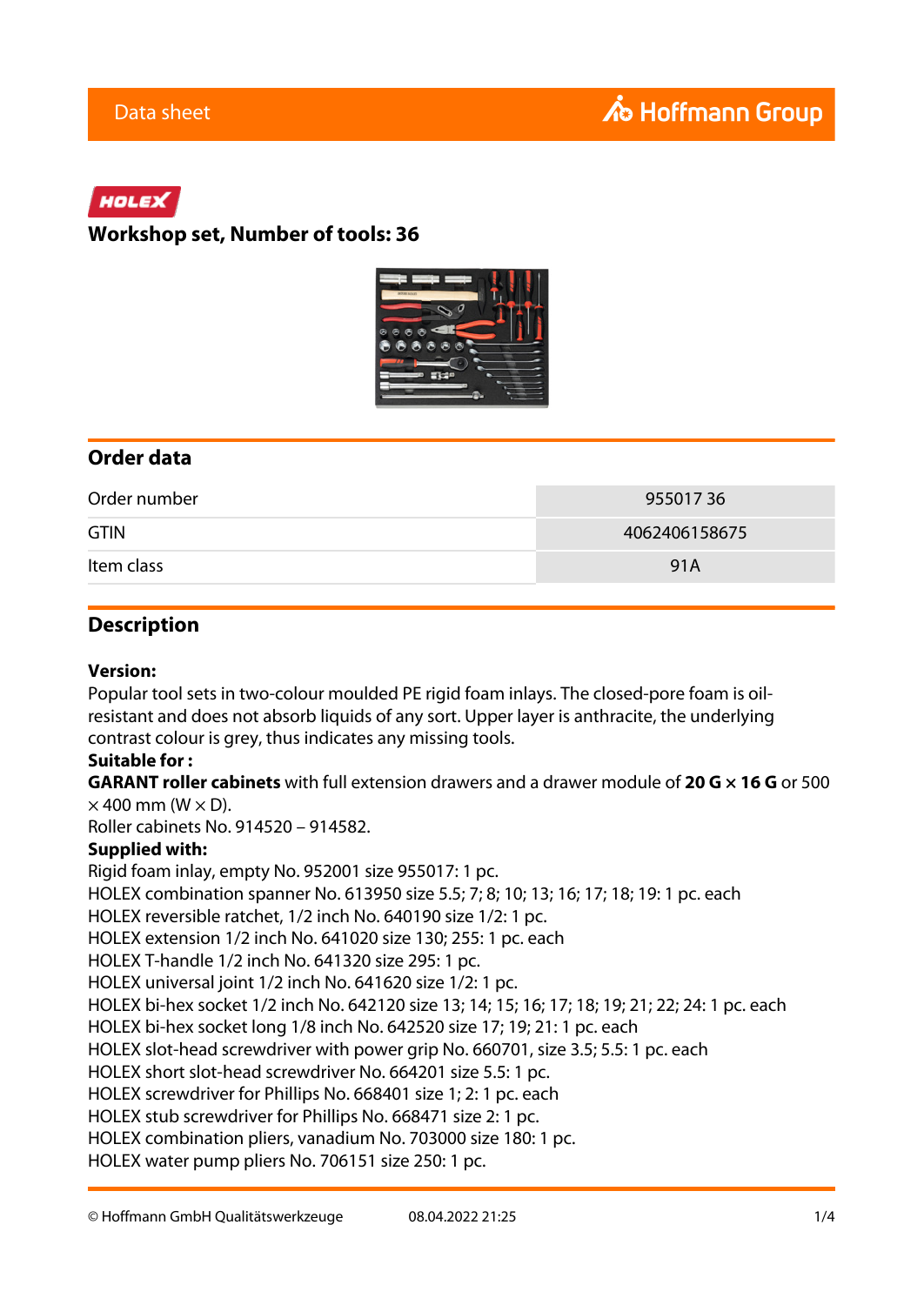Data sheet

HOLEX

# Workshop set, Number of tools: 36

## Order data

| | |
|---|---|
| Order number | 955017 36 |
| GTIN | 4062406158675 |
| Item class | 91A |

## Description

**Version:**
Popular tool sets in two-colour moulded PE rigid foam inlays. The closed-pore foam is oil-resistant and does not absorb liquids of any sort. Upper layer is anthracite, the underlying contrast colour is grey, thus indicates any missing tools.

**Suitable for :**
**GARANT roller cabinets** with full extension drawers and a drawer module of **20 G × 16 G** or 500 × 400 mm (W × D).
Roller cabinets No. 914520 – 914582.

**Supplied with:**
Rigid foam inlay, empty No. 952001 size 955017: 1 pc.
HOLEX combination spanner No. 613950 size 5.5; 7; 8; 10; 13; 16; 17; 18; 19: 1 pc. each
HOLEX reversible ratchet, 1/2 inch No. 640190 size 1/2: 1 pc.
HOLEX extension 1/2 inch No. 641020 size 130; 255: 1 pc. each
HOLEX T-handle 1/2 inch No. 641320 size 295: 1 pc.
HOLEX universal joint 1/2 inch No. 641620 size 1/2: 1 pc.
HOLEX bi-hex socket 1/2 inch No. 642120 size 13; 14; 15; 16; 17; 18; 19; 21; 22; 24: 1 pc. each
HOLEX bi-hex socket long 1/8 inch No. 642520 size 17; 19; 21: 1 pc. each
HOLEX slot-head screwdriver with power grip No. 660701, size 3.5; 5.5: 1 pc. each
HOLEX short slot-head screwdriver No. 664201 size 5.5: 1 pc.
HOLEX screwdriver for Phillips No. 668401 size 1; 2: 1 pc. each
HOLEX stub screwdriver for Phillips No. 668471 size 2: 1 pc.
HOLEX combination pliers, vanadium No. 703000 size 180: 1 pc.
HOLEX water pump pliers No. 706151 size 250: 1 pc.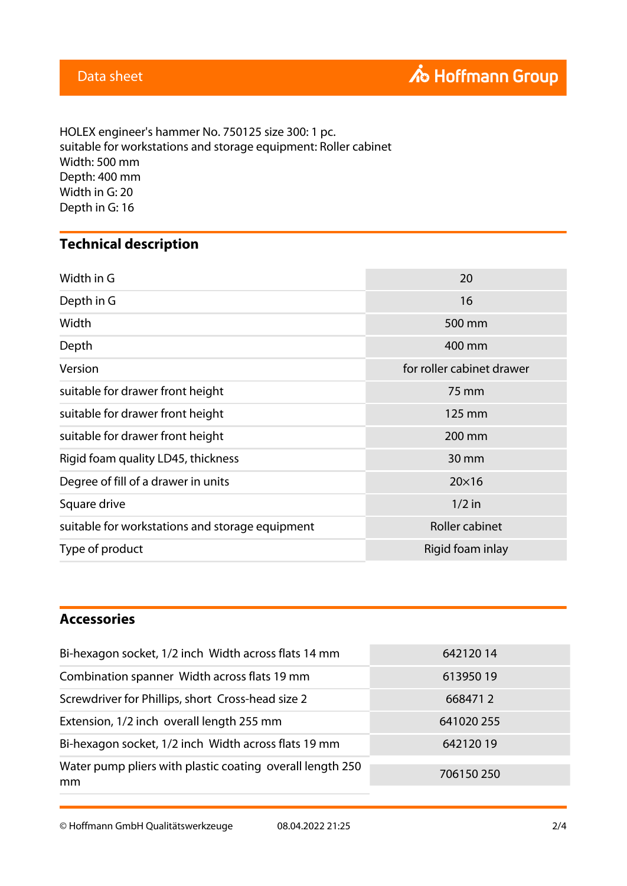HOLEX engineer's hammer No. 750125 size 300: 1 pc.
suitable for workstations and storage equipment: Roller cabinet
Width: 500 mm
Depth: 400 mm
Width in G: 20
Depth in G: 16

## Technical description

| | |
|---|---|
| Width in G | 20 |
| Depth in G | 16 |
| Width | 500 mm |
| Depth | 400 mm |
| Version | for roller cabinet drawer |
| suitable for drawer front height | 75 mm |
| suitable for drawer front height | 125 mm |
| suitable for drawer front height | 200 mm |
| Rigid foam quality LD45, thickness | 30 mm |
| Degree of fill of a drawer in units | 20×16 |
| Square drive | 1/2 in |
| suitable for workstations and storage equipment | Roller cabinet |
| Type of product | Rigid foam inlay |

## Accessories

| | |
|---|---|
| Bi-hexagon socket, 1/2 inch  Width across flats 14 mm | 642120 14 |
| Combination spanner  Width across flats 19 mm | 613950 19 |
| Screwdriver for Phillips, short  Cross-head size 2 | 668471 2 |
| Extension, 1/2 inch  overall length 255 mm | 641020 255 |
| Bi-hexagon socket, 1/2 inch  Width across flats 19 mm | 642120 19 |
| Water pump pliers with plastic coating  overall length 250 mm | 706150 250 |

© Hoffmann GmbH Qualitätswerkzeuge 08.04.2022 21:25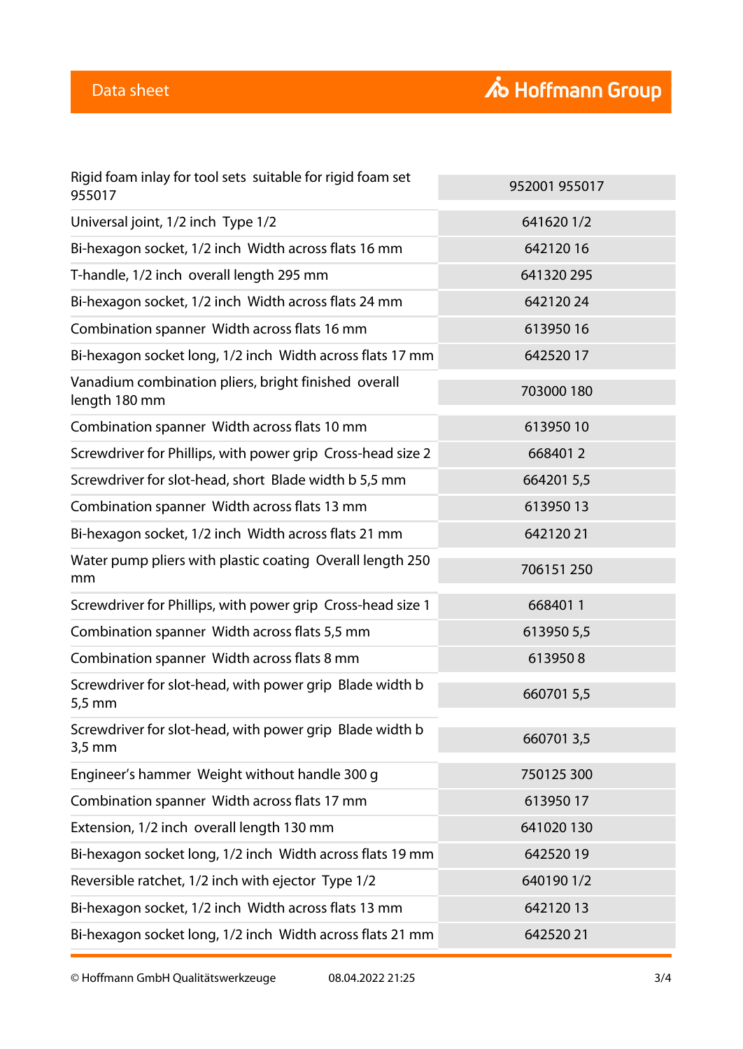| | |
|---|---|
| Rigid foam inlay for tool sets suitable for rigid foam set 955017 | 952001 955017 |
| Universal joint, 1/2 inch Type 1/2 | 641620 1/2 |
| Bi-hexagon socket, 1/2 inch Width across flats 16 mm | 642120 16 |
| T-handle, 1/2 inch overall length 295 mm | 641320 295 |
| Bi-hexagon socket, 1/2 inch Width across flats 24 mm | 642120 24 |
| Combination spanner Width across flats 16 mm | 613950 16 |
| Bi-hexagon socket long, 1/2 inch Width across flats 17 mm | 642520 17 |
| Vanadium combination pliers, bright finished overall length 180 mm | 703000 180 |
| Combination spanner Width across flats 10 mm | 613950 10 |
| Screwdriver for Phillips, with power grip Cross-head size 2 | 668401 2 |
| Screwdriver for slot-head, short Blade width b 5,5 mm | 664201 5,5 |
| Combination spanner Width across flats 13 mm | 613950 13 |
| Bi-hexagon socket, 1/2 inch Width across flats 21 mm | 642120 21 |
| Water pump pliers with plastic coating Overall length 250 mm | 706151 250 |
| Screwdriver for Phillips, with power grip Cross-head size 1 | 668401 1 |
| Combination spanner Width across flats 5,5 mm | 613950 5,5 |
| Combination spanner Width across flats 8 mm | 613950 8 |
| Screwdriver for slot-head, with power grip Blade width b 5,5 mm | 660701 5,5 |
| Screwdriver for slot-head, with power grip Blade width b 3,5 mm | 660701 3,5 |
| Engineer's hammer Weight without handle 300 g | 750125 300 |
| Combination spanner Width across flats 17 mm | 613950 17 |
| Extension, 1/2 inch overall length 130 mm | 641020 130 |
| Bi-hexagon socket long, 1/2 inch Width across flats 19 mm | 642520 19 |
| Reversible ratchet, 1/2 inch with ejector Type 1/2 | 640190 1/2 |
| Bi-hexagon socket, 1/2 inch Width across flats 13 mm | 642120 13 |
| Bi-hexagon socket long, 1/2 inch Width across flats 21 mm | 642520 21 |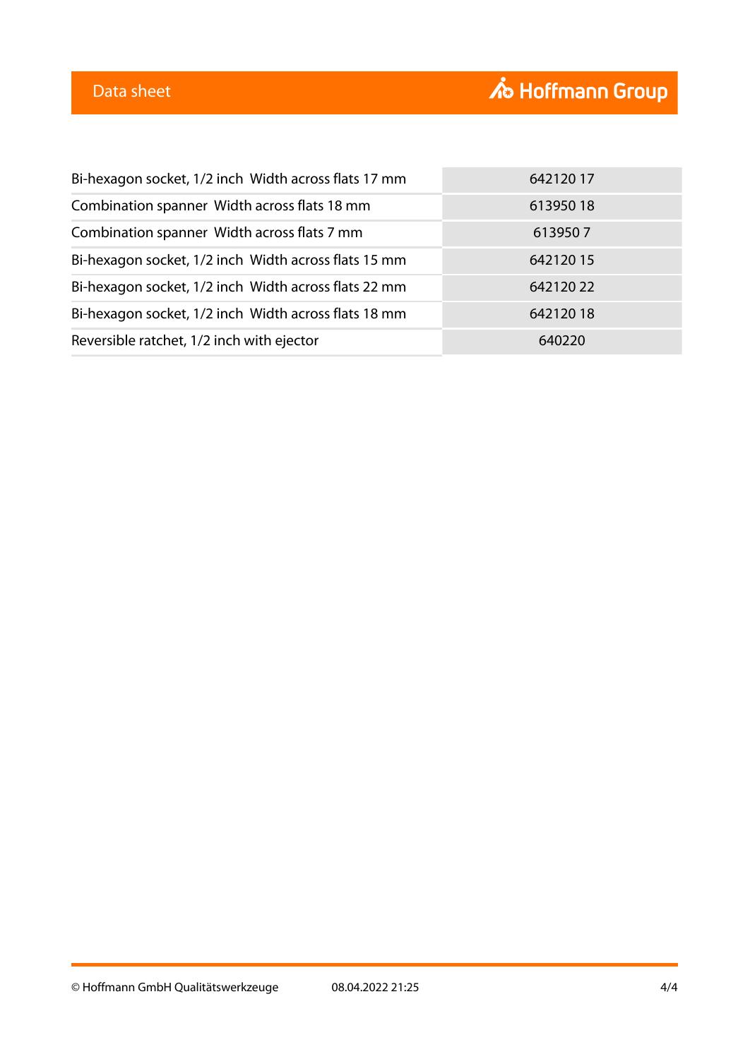| | |
|---|---|
| Bi-hexagon socket, 1/2 inch  Width across flats 17 mm | 642120 17 |
| Combination spanner  Width across flats 18 mm | 613950 18 |
| Combination spanner  Width across flats 7 mm | 613950 7 |
| Bi-hexagon socket, 1/2 inch  Width across flats 15 mm | 642120 15 |
| Bi-hexagon socket, 1/2 inch  Width across flats 22 mm | 642120 22 |
| Bi-hexagon socket, 1/2 inch  Width across flats 18 mm | 642120 18 |
| Reversible ratchet, 1/2 inch with ejector | 640220 |